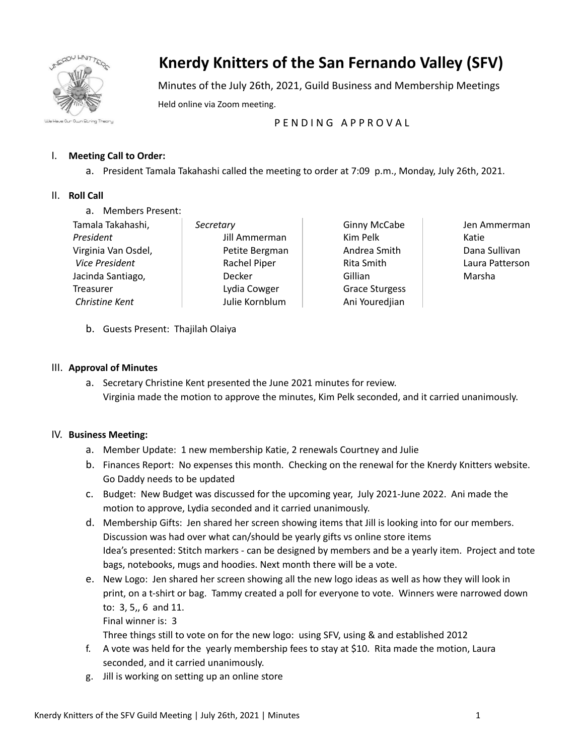# Knerdy Knitters of the San Fernando Valley (SFV)

Minutes of the July 26th, 2021, Guild Business and Membership Meetings

Held online via Zoom meeting.

P E N D I N G   A P P R O V A L

I. **Meeting Call to Order:**
   a. President Tamala Takahashi called the meeting to order at 7:09 p.m., Monday, July 26th, 2021.

II. **Roll Call**
   a. Members Present:

| | | | |
|---|---|---|---|
| Tamala Takahashi, *President* | Jill Ammerman | Ginny McCabe | Jen Ammerman |
| Virginia Van Osdel, *Vice President* | Petite Bergman | Kim Pelk | Katie |
| Jacinda Santiago, Treasurer | Rachel Piper | Andrea Smith | Dana Sullivan |
| *Christine Kent, Secretary* | Decker | Rita Smith | Laura Patterson |
| | Lydia Cowger | Gillian | Marsha |
| | Julie Kornblum | Grace Sturgess | |
| | | Ani Youredjian | |

   b. Guests Present: Thajilah Olaiya

III. **Approval of Minutes**
   a. Secretary Christine Kent presented the June 2021 minutes for review.
      Virginia made the motion to approve the minutes, Kim Pelk seconded, and it carried unanimously.

IV. **Business Meeting:**
   a. Member Update: 1 new membership Katie, 2 renewals Courtney and Julie
   b. Finances Report: No expenses this month. Checking on the renewal for the Knerdy Knitters website. Go Daddy needs to be updated
   c. Budget: New Budget was discussed for the upcoming year, July 2021-June 2022. Ani made the motion to approve, Lydia seconded and it carried unanimously.
   d. Membership Gifts: Jen shared her screen showing items that Jill is looking into for our members. Discussion was had over what can/should be yearly gifts vs online store items
      Idea's presented: Stitch markers - can be designed by members and be a yearly item. Project and tote bags, notebooks, mugs and hoodies. Next month there will be a vote.
   e. New Logo: Jen shared her screen showing all the new logo ideas as well as how they will look in print, on a t-shirt or bag. Tammy created a poll for everyone to vote. Winners were narrowed down to: 3, 5,, 6 and 11.
      Final winner is: 3
      Three things still to vote on for the new logo: using SFV, using & and established 2012
   f. A vote was held for the yearly membership fees to stay at $10. Rita made the motion, Laura seconded, and it carried unanimously.
   g. Jill is working on setting up an online store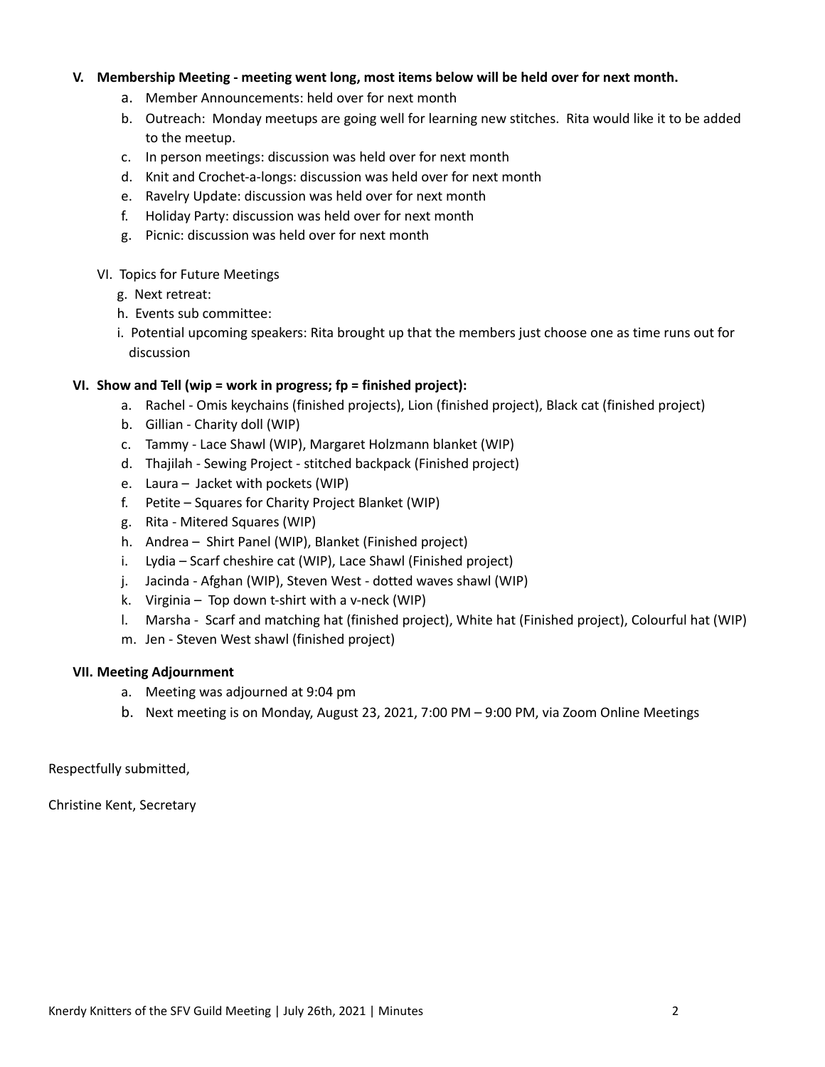**V. Membership Meeting - meeting went long, most items below will be held over for next month.**

a. Member Announcements: held over for next month

b. Outreach: Monday meetups are going well for learning new stitches. Rita would like it to be added to the meetup.

c. In person meetings: discussion was held over for next month

d. Knit and Crochet-a-longs: discussion was held over for next month

e. Ravelry Update: discussion was held over for next month

f. Holiday Party: discussion was held over for next month

g. Picnic: discussion was held over for next month

VI. Topics for Future Meetings

g. Next retreat:

h. Events sub committee:

i. Potential upcoming speakers: Rita brought up that the members just choose one as time runs out for discussion

**VI. Show and Tell (wip = work in progress; fp = finished project):**

a. Rachel - Omis keychains (finished projects), Lion (finished project), Black cat (finished project)

b. Gillian - Charity doll (WIP)

c. Tammy - Lace Shawl (WIP), Margaret Holzmann blanket (WIP)

d. Thajilah - Sewing Project - stitched backpack (Finished project)

e. Laura – Jacket with pockets (WIP)

f. Petite – Squares for Charity Project Blanket (WIP)

g. Rita - Mitered Squares (WIP)

h. Andrea – Shirt Panel (WIP), Blanket (Finished project)

i. Lydia – Scarf cheshire cat (WIP), Lace Shawl (Finished project)

j. Jacinda - Afghan (WIP), Steven West - dotted waves shawl (WIP)

k. Virginia – Top down t-shirt with a v-neck (WIP)

l. Marsha - Scarf and matching hat (finished project), White hat (Finished project), Colourful hat (WIP)

m. Jen - Steven West shawl (finished project)

**VII. Meeting Adjournment**

a. Meeting was adjourned at 9:04 pm

b. Next meeting is on Monday, August 23, 2021, 7:00 PM – 9:00 PM, via Zoom Online Meetings

Respectfully submitted,

Christine Kent, Secretary